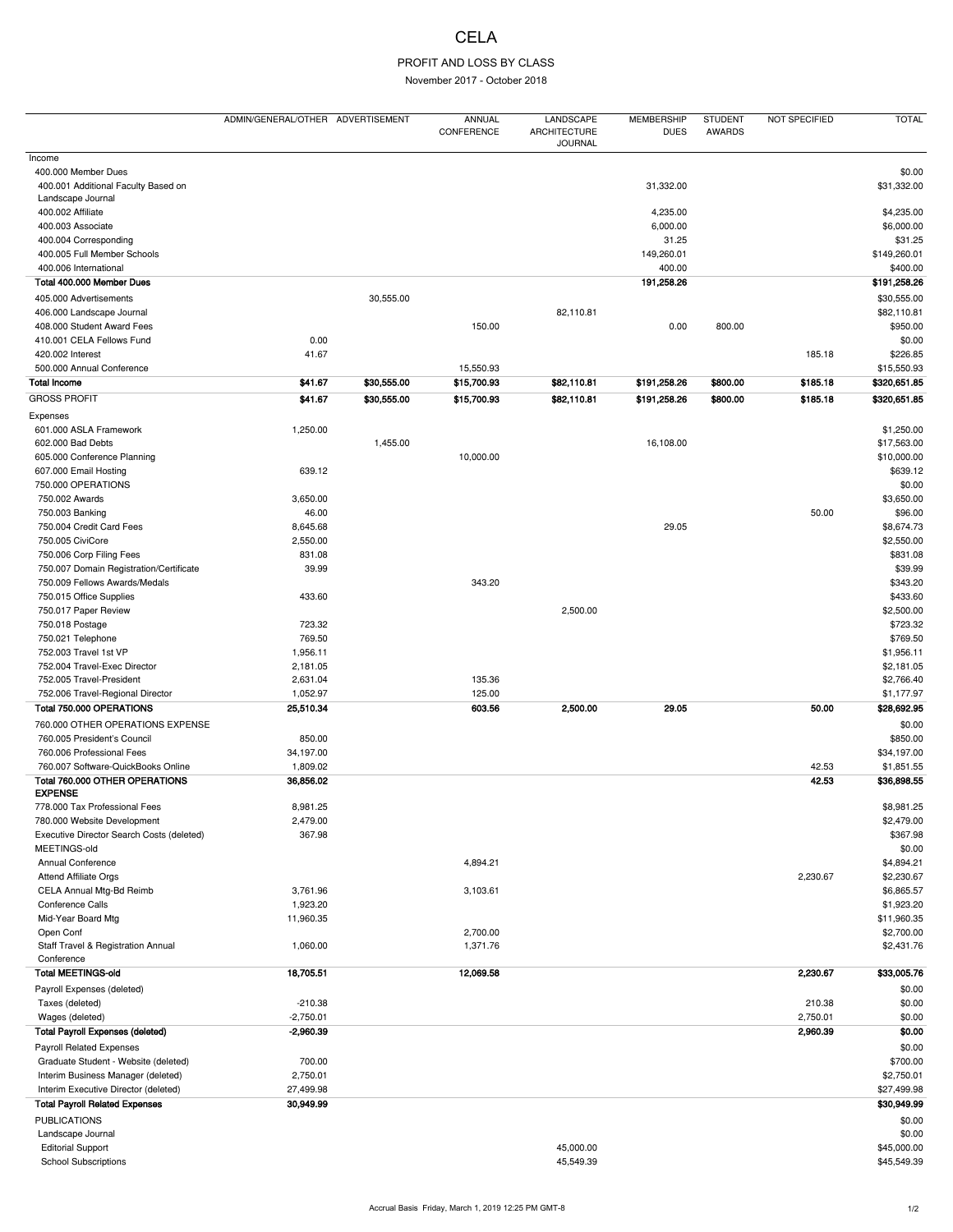# CELA

## PROFIT AND LOSS BY CLASS

November 2017 - October 2018

| | ADMIN/GENERAL/OTHER | ADVERTISEMENT | ANNUAL CONFERENCE | LANDSCAPE ARCHITECTURE JOURNAL | MEMBERSHIP DUES | STUDENT AWARDS | NOT SPECIFIED | TOTAL |
|---|---|---|---|---|---|---|---|---|
| Income | | | | | | | | |
| 400.000 Member Dues | | | | | | | | $0.00 |
| 400.001 Additional Faculty Based on Landscape Journal | | | | | 31,332.00 | | | $31,332.00 |
| 400.002 Affiliate | | | | | 4,235.00 | | | $4,235.00 |
| 400.003 Associate | | | | | 6,000.00 | | | $6,000.00 |
| 400.004 Corresponding | | | | | 31.25 | | | $31.25 |
| 400.005 Full Member Schools | | | | | 149,260.01 | | | $149,260.01 |
| 400.006 International | | | | | 400.00 | | | $400.00 |
| **Total 400.000 Member Dues** | | | | | **191,258.26** | | | **$191,258.26** |
| 405.000 Advertisements | | 30,555.00 | | | | | | $30,555.00 |
| 406.000 Landscape Journal | | | | 82,110.81 | | | | $82,110.81 |
| 408.000 Student Award Fees | | | 150.00 | | 0.00 | 800.00 | | $950.00 |
| 410.001 CELA Fellows Fund | 0.00 | | | | | | | $0.00 |
| 420.002 Interest | 41.67 | | | | | | 185.18 | $226.85 |
| 500.000 Annual Conference | | | 15,550.93 | | | | | $15,550.93 |
| **Total Income** | **$41.67** | **$30,555.00** | **$15,700.93** | **$82,110.81** | **$191,258.26** | **$800.00** | **$185.18** | **$320,651.85** |
| GROSS PROFIT | **$41.67** | **$30,555.00** | **$15,700.93** | **$82,110.81** | **$191,258.26** | **$800.00** | **$185.18** | **$320,651.85** |
| Expenses | | | | | | | | |
| 601.000 ASLA Framework | 1,250.00 | | | | | | | $1,250.00 |
| 602.000 Bad Debts | | 1,455.00 | | | 16,108.00 | | | $17,563.00 |
| 605.000 Conference Planning | | | 10,000.00 | | | | | $10,000.00 |
| 607.000 Email Hosting | 639.12 | | | | | | | $639.12 |
| 750.000 OPERATIONS | | | | | | | | $0.00 |
| 750.002 Awards | 3,650.00 | | | | | | | $3,650.00 |
| 750.003 Banking | 46.00 | | | | | | 50.00 | $96.00 |
| 750.004 Credit Card Fees | 8,645.68 | | | | 29.05 | | | $8,674.73 |
| 750.005 CiviCore | 2,550.00 | | | | | | | $2,550.00 |
| 750.006 Corp Filing Fees | 831.08 | | | | | | | $831.08 |
| 750.007 Domain Registration/Certificate | 39.99 | | | | | | | $39.99 |
| 750.009 Fellows Awards/Medals | | | 343.20 | | | | | $343.20 |
| 750.015 Office Supplies | 433.60 | | | | | | | $433.60 |
| 750.017 Paper Review | | | | 2,500.00 | | | | $2,500.00 |
| 750.018 Postage | 723.32 | | | | | | | $723.32 |
| 750.021 Telephone | 769.50 | | | | | | | $769.50 |
| 752.003 Travel 1st VP | 1,956.11 | | | | | | | $1,956.11 |
| 752.004 Travel-Exec Director | 2,181.05 | | | | | | | $2,181.05 |
| 752.005 Travel-President | 2,631.04 | | 135.36 | | | | | $2,766.40 |
| 752.006 Travel-Regional Director | 1,052.97 | | 125.00 | | | | | $1,177.97 |
| **Total 750.000 OPERATIONS** | **25,510.34** | | **603.56** | **2,500.00** | **29.05** | | **50.00** | **$28,692.95** |
| 760.000 OTHER OPERATIONS EXPENSE | | | | | | | | $0.00 |
| 760.005 President's Council | 850.00 | | | | | | | $850.00 |
| 760.006 Professional Fees | 34,197.00 | | | | | | | $34,197.00 |
| 760.007 Software-QuickBooks Online | 1,809.02 | | | | | | 42.53 | $1,851.55 |
| **Total 760.000 OTHER OPERATIONS EXPENSE** | **36,856.02** | | | | | | **42.53** | **$36,898.55** |
| 778.000 Tax Professional Fees | 8,981.25 | | | | | | | $8,981.25 |
| 780.000 Website Development | 2,479.00 | | | | | | | $2,479.00 |
| Executive Director Search Costs (deleted) | 367.98 | | | | | | | $367.98 |
| MEETINGS-old | | | | | | | | $0.00 |
| Annual Conference | | | 4,894.21 | | | | | $4,894.21 |
| Attend Affiliate Orgs | | | | | | | 2,230.67 | $2,230.67 |
| CELA Annual Mtg-Bd Reimb | 3,761.96 | | 3,103.61 | | | | | $6,865.57 |
| Conference Calls | 1,923.20 | | | | | | | $1,923.20 |
| Mid-Year Board Mtg | 11,960.35 | | | | | | | $11,960.35 |
| Open Conf | | | 2,700.00 | | | | | $2,700.00 |
| Staff Travel & Registration Annual Conference | 1,060.00 | | 1,371.76 | | | | | $2,431.76 |
| **Total MEETINGS-old** | **18,705.51** | | **12,069.58** | | | | **2,230.67** | **$33,005.76** |
| Payroll Expenses (deleted) | | | | | | | | $0.00 |
| Taxes (deleted) | -210.38 | | | | | | 210.38 | $0.00 |
| Wages (deleted) | -2,750.01 | | | | | | 2,750.01 | $0.00 |
| **Total Payroll Expenses (deleted)** | **-2,960.39** | | | | | | **2,960.39** | **$0.00** |
| Payroll Related Expenses | | | | | | | | $0.00 |
| Graduate Student - Website (deleted) | 700.00 | | | | | | | $700.00 |
| Interim Business Manager (deleted) | 2,750.01 | | | | | | | $2,750.01 |
| Interim Executive Director (deleted) | 27,499.98 | | | | | | | $27,499.98 |
| **Total Payroll Related Expenses** | **30,949.99** | | | | | | | **$30,949.99** |
| PUBLICATIONS | | | | | | | | $0.00 |
| Landscape Journal | | | | | | | | $0.00 |
| Editorial Support | | | | 45,000.00 | | | | $45,000.00 |
| School Subscriptions | | | | 45,549.39 | | | | $45,549.39 |

Accrual Basis Friday, March 1, 2019 12:25 PM GMT-8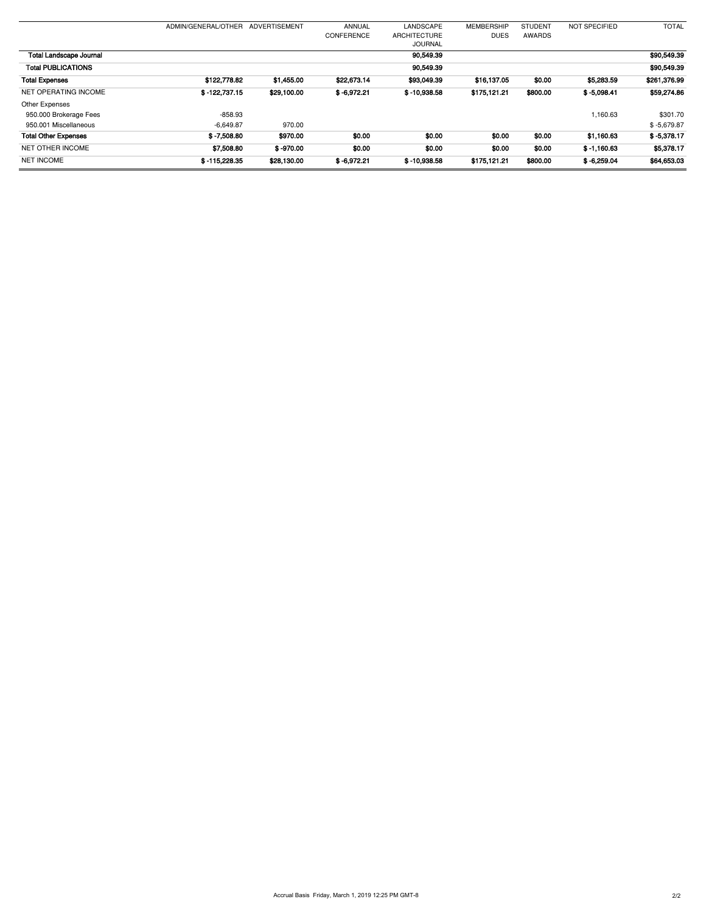| | ADMIN/GENERAL/OTHER | ADVERTISEMENT | ANNUAL CONFERENCE | LANDSCAPE ARCHITECTURE JOURNAL | MEMBERSHIP DUES | STUDENT AWARDS | NOT SPECIFIED | TOTAL |
|---|---|---|---|---|---|---|---|---|
| **Total Landscape Journal** | | | | **90,549.39** | | | | **$90,549.39** |
| **Total PUBLICATIONS** | | | | **90,549.39** | | | | **$90,549.39** |
| **Total Expenses** | **$122,778.82** | **$1,455.00** | **$22,673.14** | **$93,049.39** | **$16,137.05** | **$0.00** | **$5,283.59** | **$261,376.99** |
| NET OPERATING INCOME | **$ -122,737.15** | **$29,100.00** | **$ -6,972.21** | **$ -10,938.58** | **$175,121.21** | **$800.00** | **$ -5,098.41** | **$59,274.86** |
| Other Expenses | | | | | | | | |
| 950.000 Brokerage Fees | -858.93 | | | | | | 1,160.63 | $301.70 |
| 950.001 Miscellaneous | -6,649.87 | 970.00 | | | | | | $ -5,679.87 |
| **Total Other Expenses** | **$ -7,508.80** | **$970.00** | **$0.00** | **$0.00** | **$0.00** | **$0.00** | **$1,160.63** | **$ -5,378.17** |
| NET OTHER INCOME | **$7,508.80** | **$ -970.00** | **$0.00** | **$0.00** | **$0.00** | **$0.00** | **$ -1,160.63** | **$5,378.17** |
| NET INCOME | **$ -115,228.35** | **$28,130.00** | **$ -6,972.21** | **$ -10,938.58** | **$175,121.21** | **$800.00** | **$ -6,259.04** | **$64,653.03** |

Accrual Basis Friday, March 1, 2019 12:25 PM GMT-8